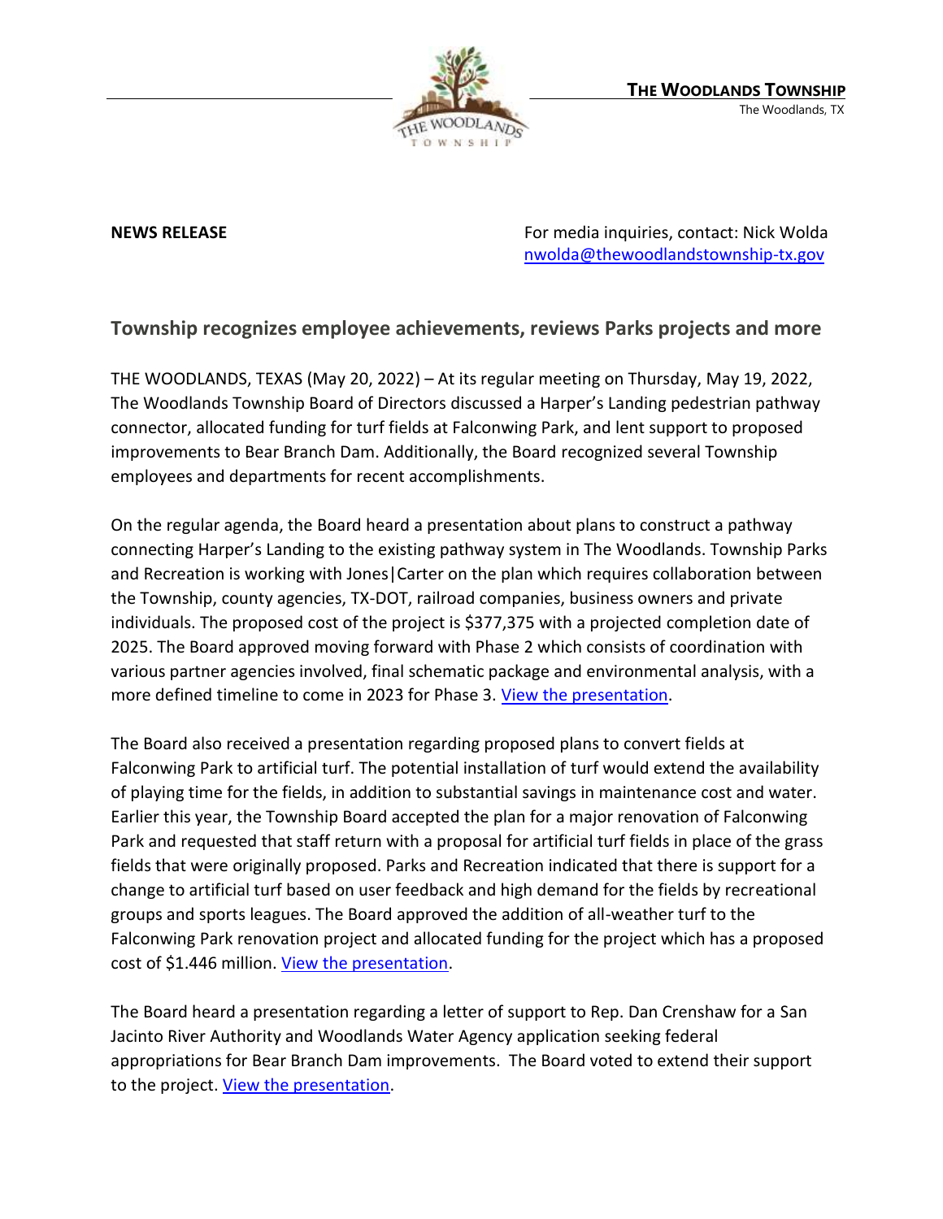**THE WOODLANDS TOWNSHIP**
The Woodlands, TX

**NEWS RELEASE**

For media inquiries, contact: Nick Wolda
nwolda@thewoodlandstownship-tx.gov

## Township recognizes employee achievements, reviews Parks projects and more

THE WOODLANDS, TEXAS (May 20, 2022) – At its regular meeting on Thursday, May 19, 2022, The Woodlands Township Board of Directors discussed a Harper's Landing pedestrian pathway connector, allocated funding for turf fields at Falconwing Park, and lent support to proposed improvements to Bear Branch Dam. Additionally, the Board recognized several Township employees and departments for recent accomplishments.

On the regular agenda, the Board heard a presentation about plans to construct a pathway connecting Harper's Landing to the existing pathway system in The Woodlands. Township Parks and Recreation is working with Jones|Carter on the plan which requires collaboration between the Township, county agencies, TX-DOT, railroad companies, business owners and private individuals. The proposed cost of the project is $377,375 with a projected completion date of 2025. The Board approved moving forward with Phase 2 which consists of coordination with various partner agencies involved, final schematic package and environmental analysis, with a more defined timeline to come in 2023 for Phase 3. View the presentation.

The Board also received a presentation regarding proposed plans to convert fields at Falconwing Park to artificial turf. The potential installation of turf would extend the availability of playing time for the fields, in addition to substantial savings in maintenance cost and water. Earlier this year, the Township Board accepted the plan for a major renovation of Falconwing Park and requested that staff return with a proposal for artificial turf fields in place of the grass fields that were originally proposed. Parks and Recreation indicated that there is support for a change to artificial turf based on user feedback and high demand for the fields by recreational groups and sports leagues. The Board approved the addition of all-weather turf to the Falconwing Park renovation project and allocated funding for the project which has a proposed cost of $1.446 million. View the presentation.

The Board heard a presentation regarding a letter of support to Rep. Dan Crenshaw for a San Jacinto River Authority and Woodlands Water Agency application seeking federal appropriations for Bear Branch Dam improvements. The Board voted to extend their support to the project. View the presentation.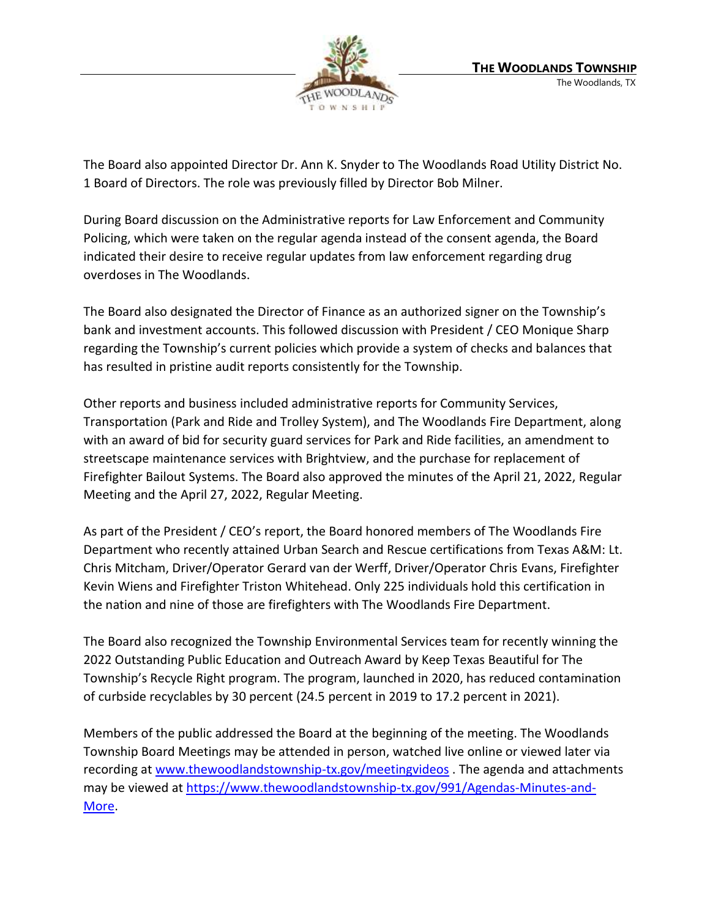The Board also appointed Director Dr. Ann K. Snyder to The Woodlands Road Utility District No. 1 Board of Directors. The role was previously filled by Director Bob Milner.

During Board discussion on the Administrative reports for Law Enforcement and Community Policing, which were taken on the regular agenda instead of the consent agenda, the Board indicated their desire to receive regular updates from law enforcement regarding drug overdoses in The Woodlands.

The Board also designated the Director of Finance as an authorized signer on the Township's bank and investment accounts. This followed discussion with President / CEO Monique Sharp regarding the Township's current policies which provide a system of checks and balances that has resulted in pristine audit reports consistently for the Township.

Other reports and business included administrative reports for Community Services, Transportation (Park and Ride and Trolley System), and The Woodlands Fire Department, along with an award of bid for security guard services for Park and Ride facilities, an amendment to streetscape maintenance services with Brightview, and the purchase for replacement of Firefighter Bailout Systems. The Board also approved the minutes of the April 21, 2022, Regular Meeting and the April 27, 2022, Regular Meeting.

As part of the President / CEO's report, the Board honored members of The Woodlands Fire Department who recently attained Urban Search and Rescue certifications from Texas A&M: Lt. Chris Mitcham, Driver/Operator Gerard van der Werff, Driver/Operator Chris Evans, Firefighter Kevin Wiens and Firefighter Triston Whitehead. Only 225 individuals hold this certification in the nation and nine of those are firefighters with The Woodlands Fire Department.

The Board also recognized the Township Environmental Services team for recently winning the 2022 Outstanding Public Education and Outreach Award by Keep Texas Beautiful for The Township's Recycle Right program. The program, launched in 2020, has reduced contamination of curbside recyclables by 30 percent (24.5 percent in 2019 to 17.2 percent in 2021).

Members of the public addressed the Board at the beginning of the meeting. The Woodlands Township Board Meetings may be attended in person, watched live online or viewed later via recording at [www.thewoodlandstownship-tx.gov/meetingvideos](www.thewoodlandstownship-tx.gov/meetingvideos) . The agenda and attachments may be viewed at [https://www.thewoodlandstownship-tx.gov/991/Agendas-Minutes-and-More](https://www.thewoodlandstownship-tx.gov/991/Agendas-Minutes-and-More).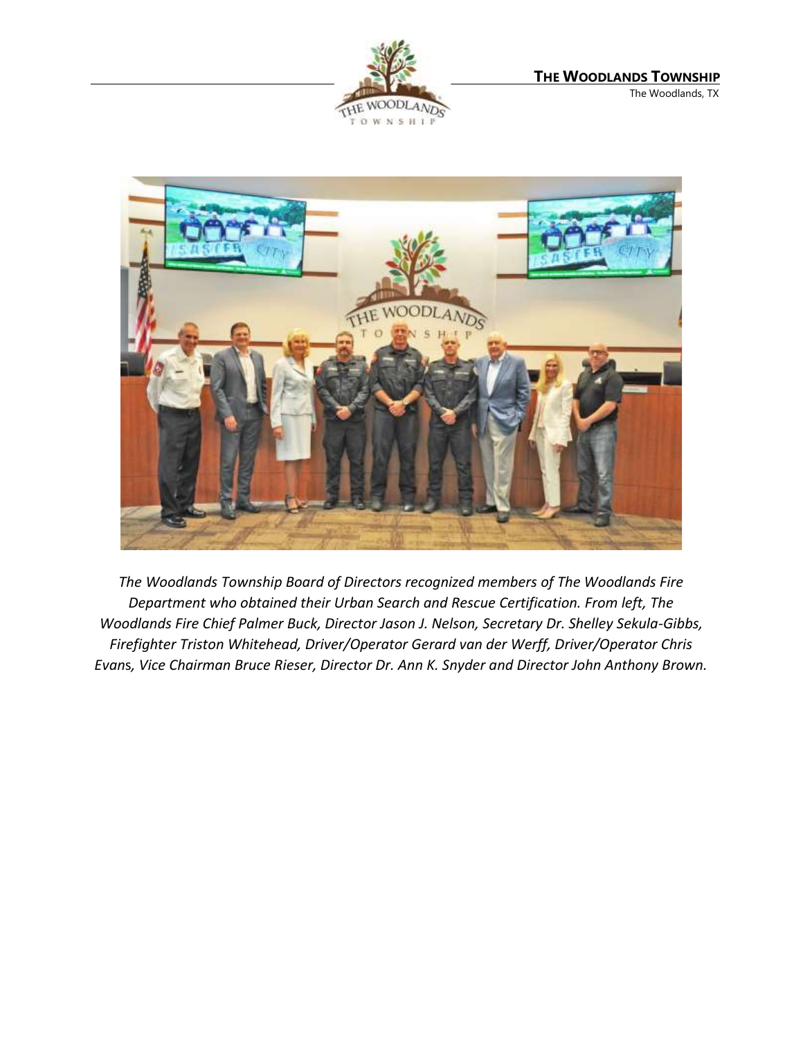*The Woodlands Township Board of Directors recognized members of The Woodlands Fire Department who obtained their Urban Search and Rescue Certification. From left, The Woodlands Fire Chief Palmer Buck, Director Jason J. Nelson, Secretary Dr. Shelley Sekula-Gibbs, Firefighter Triston Whitehead, Driver/Operator Gerard van der Werff, Driver/Operator Chris Evans, Vice Chairman Bruce Rieser, Director Dr. Ann K. Snyder and Director John Anthony Brown.*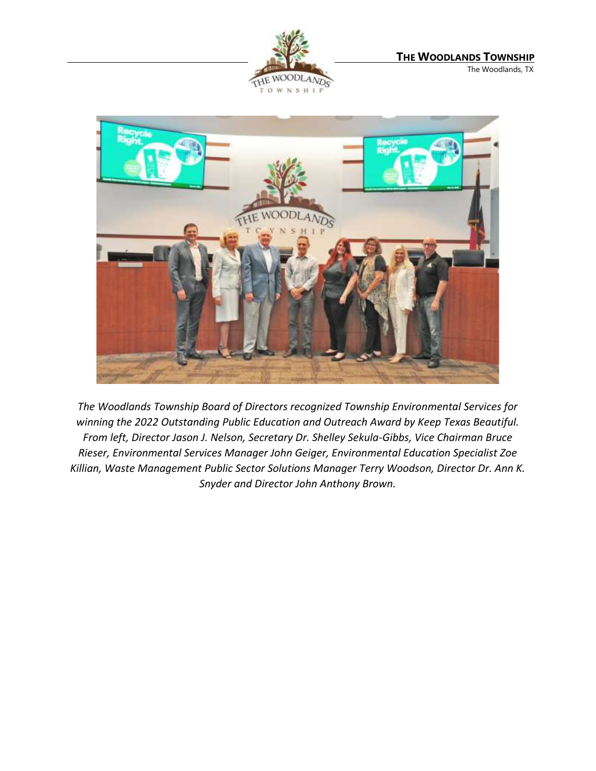*The Woodlands Township Board of Directors recognized Township Environmental Services for winning the 2022 Outstanding Public Education and Outreach Award by Keep Texas Beautiful. From left, Director Jason J. Nelson, Secretary Dr. Shelley Sekula-Gibbs, Vice Chairman Bruce Rieser, Environmental Services Manager John Geiger, Environmental Education Specialist Zoe Killian, Waste Management Public Sector Solutions Manager Terry Woodson, Director Dr. Ann K. Snyder and Director John Anthony Brown.*